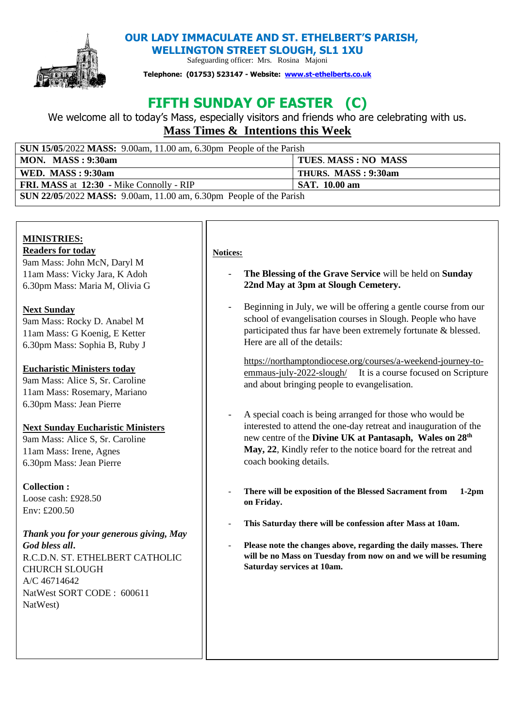# OUR LADY IMMACULATE AND ST. ETHELBERT'S PARISH, WELLINGTON STREET SLOUGH, SL1 1XU

Safeguarding officer: Mrs. Rosina Majoni

**Telephone: (01753) 523147 - Website: www.st-ethelberts.co.uk**

# FIFTH SUNDAY OF EASTER (C)

We welcome all to today's Mass, especially visitors and friends who are celebrating with us.

## Mass Times & Intentions this Week

| **SUN 15/05**/2022 **MASS:** 9.00am, 11.00 am, 6.30pm People of the Parish | |
|---|---|
| **MON. MASS : 9:30am** | **TUES. MASS : NO MASS** |
| **WED. MASS : 9:30am** | **THURS. MASS : 9:30am** |
| **FRI. MASS** at **12:30** - Mike Connolly - RIP | **SAT. 10.00 am** |
| **SUN 22/05**/2022 **MASS:** 9.00am, 11.00 am, 6.30pm People of the Parish | |

**MINISTRIES:**

**Readers for today**

9am Mass: John McN, Daryl M
11am Mass: Vicky Jara, K Adoh
6.30pm Mass: Maria M, Olivia G

**Next Sunday**

9am Mass: Rocky D. Anabel M
11am Mass: G Koenig, E Ketter
6.30pm Mass: Sophia B, Ruby J

**Eucharistic Ministers today**

9am Mass: Alice S, Sr. Caroline
11am Mass: Rosemary, Mariano
6.30pm Mass: Jean Pierre

**Next Sunday Eucharistic Ministers**

9am Mass: Alice S, Sr. Caroline
11am Mass: Irene, Agnes
6.30pm Mass: Jean Pierre

**Collection :**

Loose cash: £928.50
Env: £200.50

***Thank you for your generous giving, May God bless all*.**

R.C.D.N. ST. ETHELBERT CATHOLIC CHURCH SLOUGH
A/C 46714642
NatWest SORT CODE : 600611
NatWest)

**Notices:**

- **The Blessing of the Grave Service** will be held on **Sunday 22nd May at 3pm at Slough Cemetery.**
- Beginning in July, we will be offering a gentle course from our school of evangelisation courses in Slough. People who have participated thus far have been extremely fortunate & blessed. Here are all of the details:

  https://northamptondiocese.org/courses/a-weekend-journey-to-emmaus-july-2022-slough/ It is a course focused on Scripture and about bringing people to evangelisation.
- A special coach is being arranged for those who would be interested to attend the one-day retreat and inauguration of the new centre of the **Divine UK at Pantasaph, Wales on 28th May, 22**, Kindly refer to the notice board for the retreat and coach booking details.
- **There will be exposition of the Blessed Sacrament from 1-2pm on Friday.**
- **This Saturday there will be confession after Mass at 10am.**
- **Please note the changes above, regarding the daily masses. There will be no Mass on Tuesday from now on and we will be resuming Saturday services at 10am.**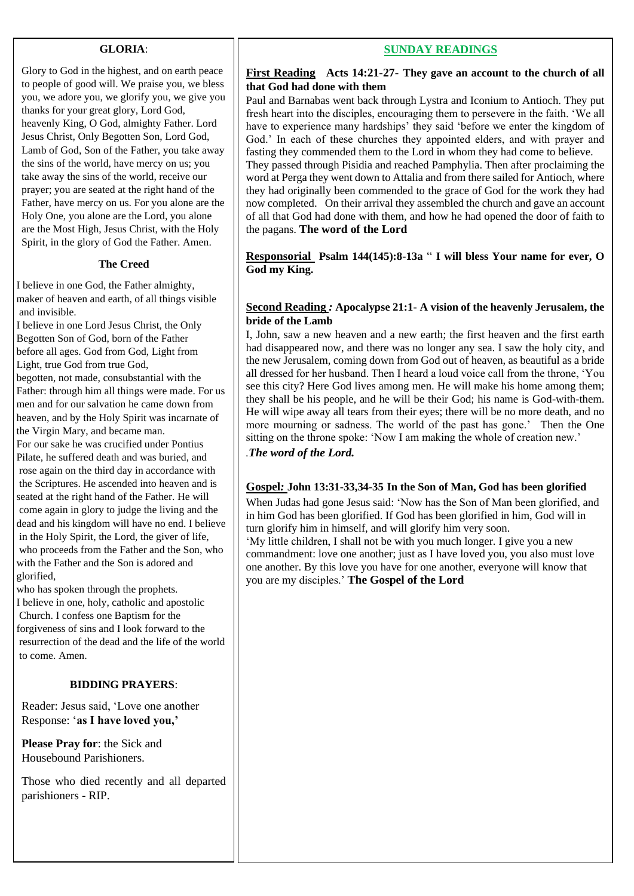**GLORIA**:

Glory to God in the highest, and on earth peace to people of good will. We praise you, we bless you, we adore you, we glorify you, we give you thanks for your great glory, Lord God, heavenly King, O God, almighty Father. Lord Jesus Christ, Only Begotten Son, Lord God, Lamb of God, Son of the Father, you take away the sins of the world, have mercy on us; you take away the sins of the world, receive our prayer; you are seated at the right hand of the Father, have mercy on us. For you alone are the Holy One, you alone are the Lord, you alone are the Most High, Jesus Christ, with the Holy Spirit, in the glory of God the Father. Amen.

**The Creed**

I believe in one God, the Father almighty, maker of heaven and earth, of all things visible and invisible.

I believe in one Lord Jesus Christ, the Only Begotten Son of God, born of the Father before all ages. God from God, Light from Light, true God from true God, begotten, not made, consubstantial with the Father: through him all things were made. For us men and for our salvation he came down from heaven, and by the Holy Spirit was incarnate of the Virgin Mary, and became man.

For our sake he was crucified under Pontius Pilate, he suffered death and was buried, and rose again on the third day in accordance with the Scriptures. He ascended into heaven and is seated at the right hand of the Father. He will come again in glory to judge the living and the dead and his kingdom will have no end. I believe in the Holy Spirit, the Lord, the giver of life, who proceeds from the Father and the Son, who with the Father and the Son is adored and glorified, who has spoken through the prophets.

I believe in one, holy, catholic and apostolic Church. I confess one Baptism for the forgiveness of sins and I look forward to the resurrection of the dead and the life of the world to come. Amen.

**BIDDING PRAYERS**:

Reader: Jesus said, 'Love one another
Response: '**as I have loved you,'**

**Please Pray for**: the Sick and Housebound Parishioners.

Those who died recently and all departed parishioners - RIP.

## SUNDAY READINGS

**First Reading Acts 14:21-27- They gave an account to the church of all that God had done with them**

Paul and Barnabas went back through Lystra and Iconium to Antioch. They put fresh heart into the disciples, encouraging them to persevere in the faith. 'We all have to experience many hardships' they said 'before we enter the kingdom of God.' In each of these churches they appointed elders, and with prayer and fasting they commended them to the Lord in whom they had come to believe.
They passed through Pisidia and reached Pamphylia. Then after proclaiming the word at Perga they went down to Attalia and from there sailed for Antioch, where they had originally been commended to the grace of God for the work they had now completed. On their arrival they assembled the church and gave an account of all that God had done with them, and how he had opened the door of faith to the pagans. **The word of the Lord**

**Responsorial Psalm 144(145):8-13a " I will bless Your name for ever, O God my King.**

**Second Reading *:* Apocalypse 21:1- A vision of the heavenly Jerusalem, the bride of the Lamb**

I, John, saw a new heaven and a new earth; the first heaven and the first earth had disappeared now, and there was no longer any sea. I saw the holy city, and the new Jerusalem, coming down from God out of heaven, as beautiful as a bride all dressed for her husband. Then I heard a loud voice call from the throne, 'You see this city? Here God lives among men. He will make his home among them; they shall be his people, and he will be their God; his name is God-with-them. He will wipe away all tears from their eyes; there will be no more death, and no more mourning or sadness. The world of the past has gone.' Then the One sitting on the throne spoke: 'Now I am making the whole of creation new.'

.***The word of the Lord.***

**Gospel*:* John 13:31-33,34-35 In the Son of Man, God has been glorified**

When Judas had gone Jesus said: 'Now has the Son of Man been glorified, and in him God has been glorified. If God has been glorified in him, God will in turn glorify him in himself, and will glorify him very soon.
'My little children, I shall not be with you much longer. I give you a new commandment: love one another; just as I have loved you, you also must love one another. By this love you have for one another, everyone will know that you are my disciples.' **The Gospel of the Lord**